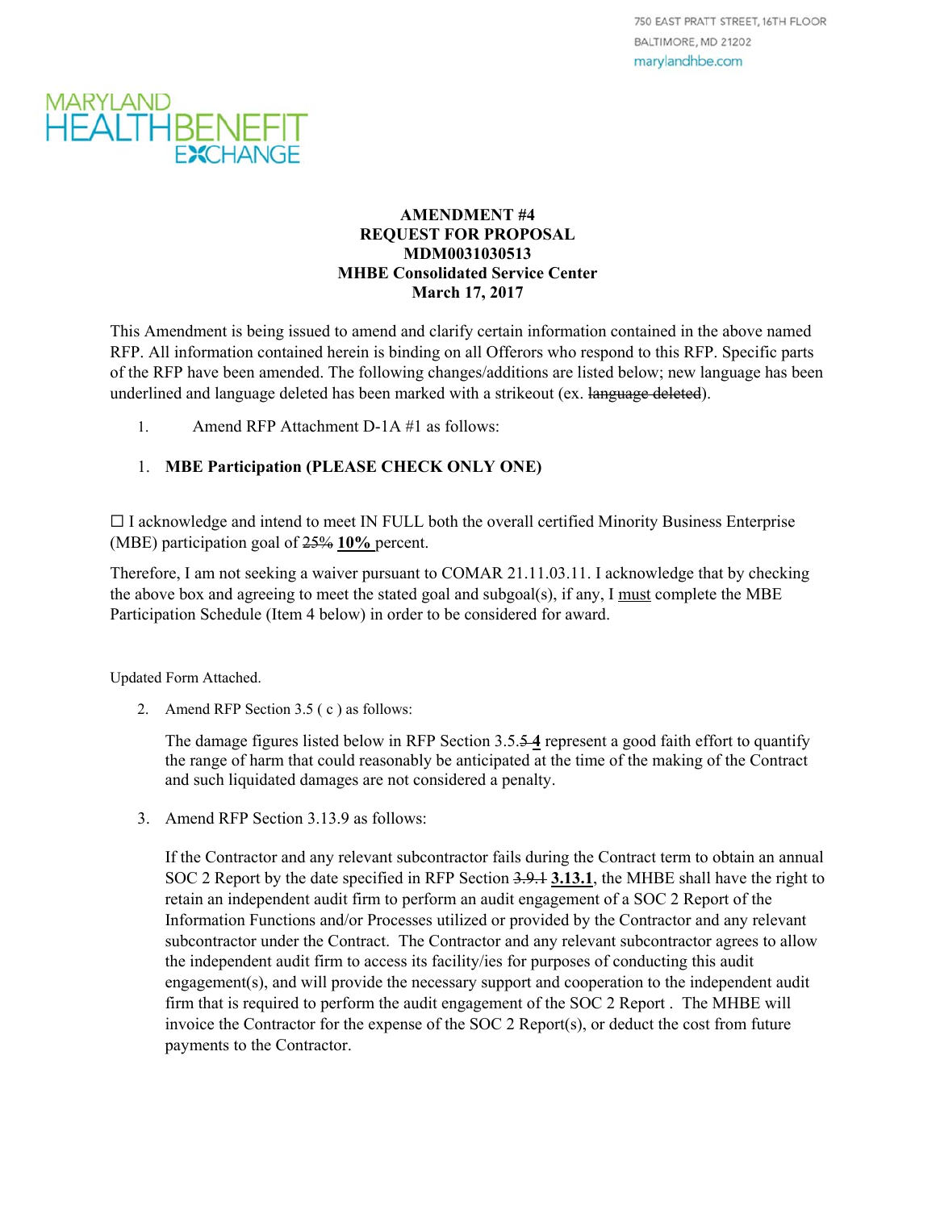750 EAST PRATT STREET, 16TH FLOOR
BALTIMORE, MD 21202
marylandhbe.com

MARYLAND HEALTH BENEFIT EXCHANGE

**AMENDMENT #4**
**REQUEST FOR PROPOSAL**
**MDM0031030513**
**MHBE Consolidated Service Center**
**March 17, 2017**

This Amendment is being issued to amend and clarify certain information contained in the above named RFP. All information contained herein is binding on all Offerors who respond to this RFP. Specific parts of the RFP have been amended. The following changes/additions are listed below; new language has been underlined and language deleted has been marked with a strikeout (ex. ~~language deleted~~).

1. Amend RFP Attachment D-1A #1 as follows:

1. **MBE Participation (PLEASE CHECK ONLY ONE)**

☐ I acknowledge and intend to meet IN FULL both the overall certified Minority Business Enterprise (MBE) participation goal of ~~25%~~ <u>**10%**</u> percent.

Therefore, I am not seeking a waiver pursuant to COMAR 21.11.03.11. I acknowledge that by checking the above box and agreeing to meet the stated goal and subgoal(s), if any, I <u>must</u> complete the MBE Participation Schedule (Item 4 below) in order to be considered for award.

Updated Form Attached.

2. Amend RFP Section 3.5 ( c ) as follows:

   The damage figures listed below in RFP Section 3.5.~~5~~ <u>**4**</u> represent a good faith effort to quantify the range of harm that could reasonably be anticipated at the time of the making of the Contract and such liquidated damages are not considered a penalty.

3. Amend RFP Section 3.13.9 as follows:

   If the Contractor and any relevant subcontractor fails during the Contract term to obtain an annual SOC 2 Report by the date specified in RFP Section ~~3.9.1~~ <u>**3.13.1**</u>, the MHBE shall have the right to retain an independent audit firm to perform an audit engagement of a SOC 2 Report of the Information Functions and/or Processes utilized or provided by the Contractor and any relevant subcontractor under the Contract. The Contractor and any relevant subcontractor agrees to allow the independent audit firm to access its facility/ies for purposes of conducting this audit engagement(s), and will provide the necessary support and cooperation to the independent audit firm that is required to perform the audit engagement of the SOC 2 Report . The MHBE will invoice the Contractor for the expense of the SOC 2 Report(s), or deduct the cost from future payments to the Contractor.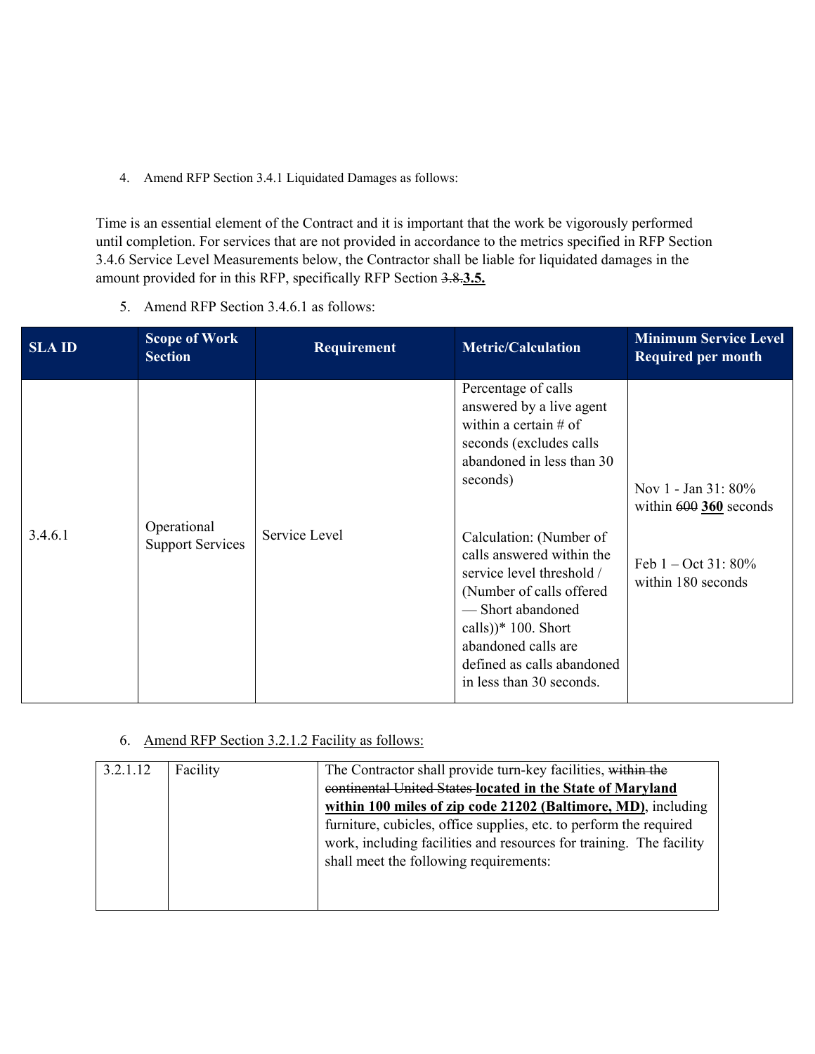4. Amend RFP Section 3.4.1 Liquidated Damages as follows:

Time is an essential element of the Contract and it is important that the work be vigorously performed until completion. For services that are not provided in accordance to the metrics specified in RFP Section 3.4.6 Service Level Measurements below, the Contractor shall be liable for liquidated damages in the amount provided for in this RFP, specifically RFP Section ~~3.8.~~**<u>3.5.</u>**

5. Amend RFP Section 3.4.6.1 as follows:

| SLA ID | Scope of Work Section | Requirement | Metric/Calculation | Minimum Service Level Required per month |
|---|---|---|---|---|
| 3.4.6.1 | Operational Support Services | Service Level | Percentage of calls answered by a live agent within a certain # of seconds (excludes calls abandoned in less than 30 seconds)<br><br>Calculation: (Number of calls answered within the service level threshold / (Number of calls offered — Short abandoned calls))* 100. Short abandoned calls are defined as calls abandoned in less than 30 seconds. | Nov 1 - Jan 31: 80% within ~~600~~ **<u>360</u>** seconds<br><br>Feb 1 – Oct 31: 80% within 180 seconds |

6. <u>Amend RFP Section 3.2.1.2 Facility as follows:</u>

| 3.2.1.12 | Facility | The Contractor shall provide turn-key facilities, ~~within the continental United States~~ **<u>located in the State of Maryland within 100 miles of zip code 21202 (Baltimore, MD)</u>**, including furniture, cubicles, office supplies, etc. to perform the required work, including facilities and resources for training. The facility shall meet the following requirements: |
|---|---|---|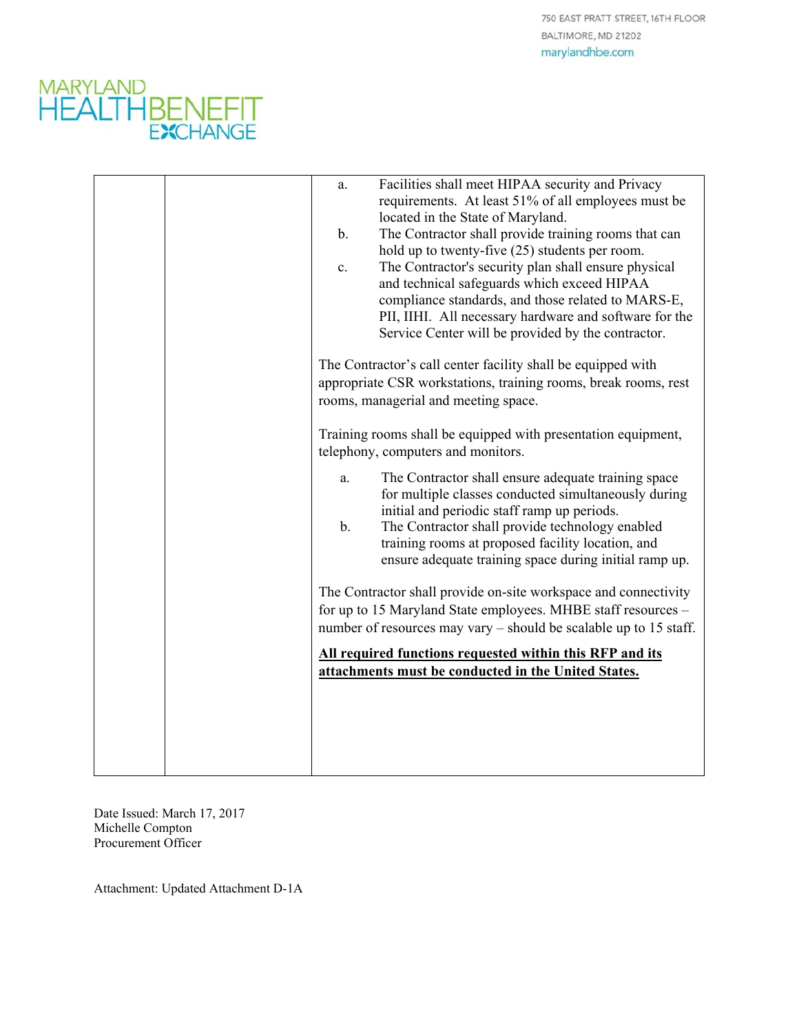| | | a. Facilities shall meet HIPAA security and Privacy requirements. At least 51% of all employees must be located in the State of Maryland.<br>b. The Contractor shall provide training rooms that can hold up to twenty-five (25) students per room.<br>c. The Contractor's security plan shall ensure physical and technical safeguards which exceed HIPAA compliance standards, and those related to MARS-E, PII, IIHI. All necessary hardware and software for the Service Center will be provided by the contractor.<br><br>The Contractor's call center facility shall be equipped with appropriate CSR workstations, training rooms, break rooms, rest rooms, managerial and meeting space.<br><br>Training rooms shall be equipped with presentation equipment, telephony, computers and monitors.<br>a. The Contractor shall ensure adequate training space for multiple classes conducted simultaneously during initial and periodic staff ramp up periods.<br>b. The Contractor shall provide technology enabled training rooms at proposed facility location, and ensure adequate training space during initial ramp up.<br><br>The Contractor shall provide on-site workspace and connectivity for up to 15 Maryland State employees. MHBE staff resources – number of resources may vary – should be scalable up to 15 staff.<br><br>**<u>All required functions requested within this RFP and its attachments must be conducted in the United States.</u>** |
|---|---|---|

Date Issued: March 17, 2017
Michelle Compton
Procurement Officer

Attachment: Updated Attachment D-1A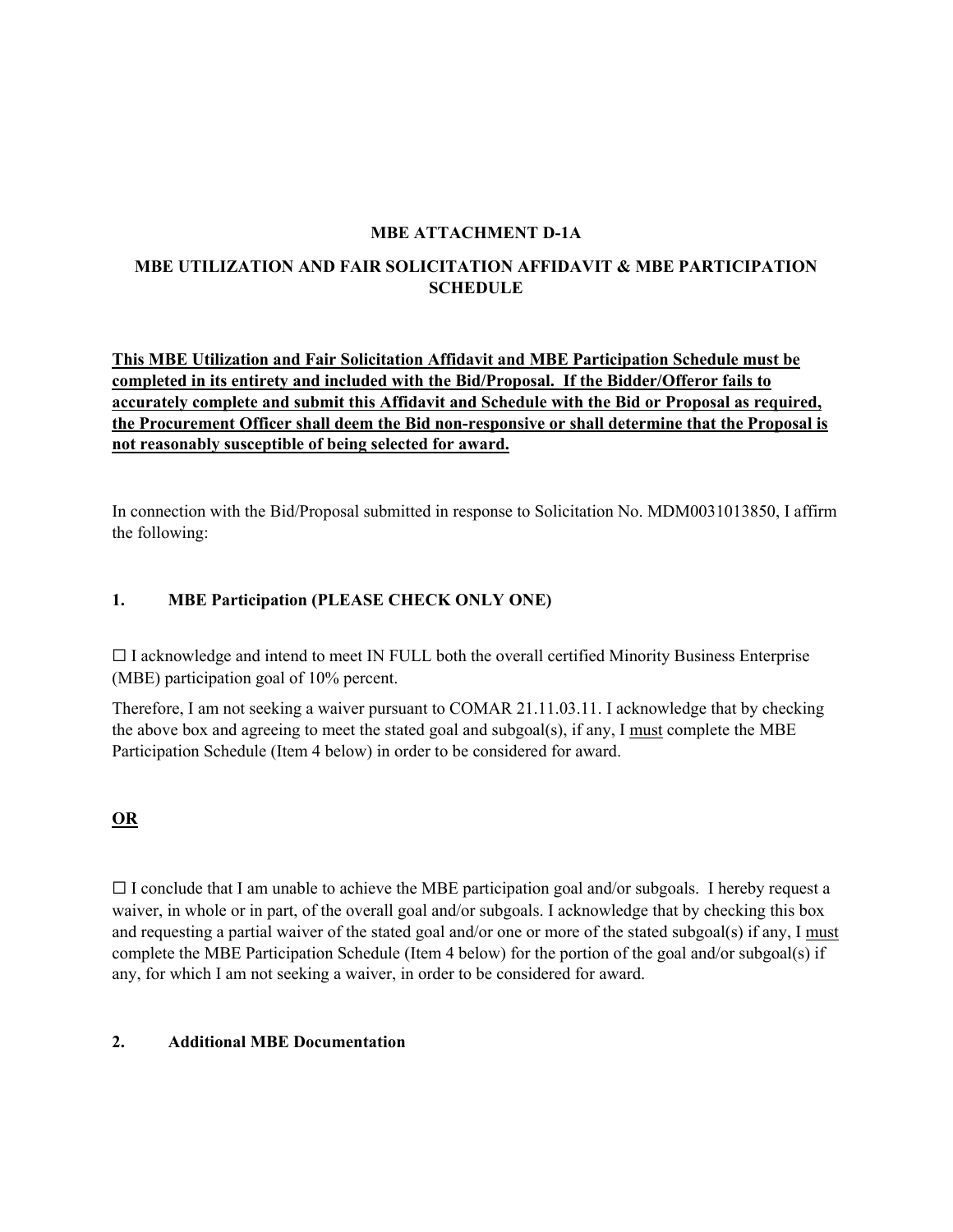**MBE ATTACHMENT D-1A**

**MBE UTILIZATION AND FAIR SOLICITATION AFFIDAVIT & MBE PARTICIPATION SCHEDULE**

**This MBE Utilization and Fair Solicitation Affidavit and MBE Participation Schedule must be completed in its entirety and included with the Bid/Proposal. If the Bidder/Offeror fails to accurately complete and submit this Affidavit and Schedule with the Bid or Proposal as required, the Procurement Officer shall deem the Bid non-responsive or shall determine that the Proposal is not reasonably susceptible of being selected for award.**

In connection with the Bid/Proposal submitted in response to Solicitation No. MDM0031013850, I affirm the following:

**1. MBE Participation (PLEASE CHECK ONLY ONE)**

☐ I acknowledge and intend to meet IN FULL both the overall certified Minority Business Enterprise (MBE) participation goal of 10% percent.

Therefore, I am not seeking a waiver pursuant to COMAR 21.11.03.11. I acknowledge that by checking the above box and agreeing to meet the stated goal and subgoal(s), if any, I <u>must</u> complete the MBE Participation Schedule (Item 4 below) in order to be considered for award.

**<u>OR</u>**

☐ I conclude that I am unable to achieve the MBE participation goal and/or subgoals. I hereby request a waiver, in whole or in part, of the overall goal and/or subgoals. I acknowledge that by checking this box and requesting a partial waiver of the stated goal and/or one or more of the stated subgoal(s) if any, I <u>must</u> complete the MBE Participation Schedule (Item 4 below) for the portion of the goal and/or subgoal(s) if any, for which I am not seeking a waiver, in order to be considered for award.

**2. Additional MBE Documentation**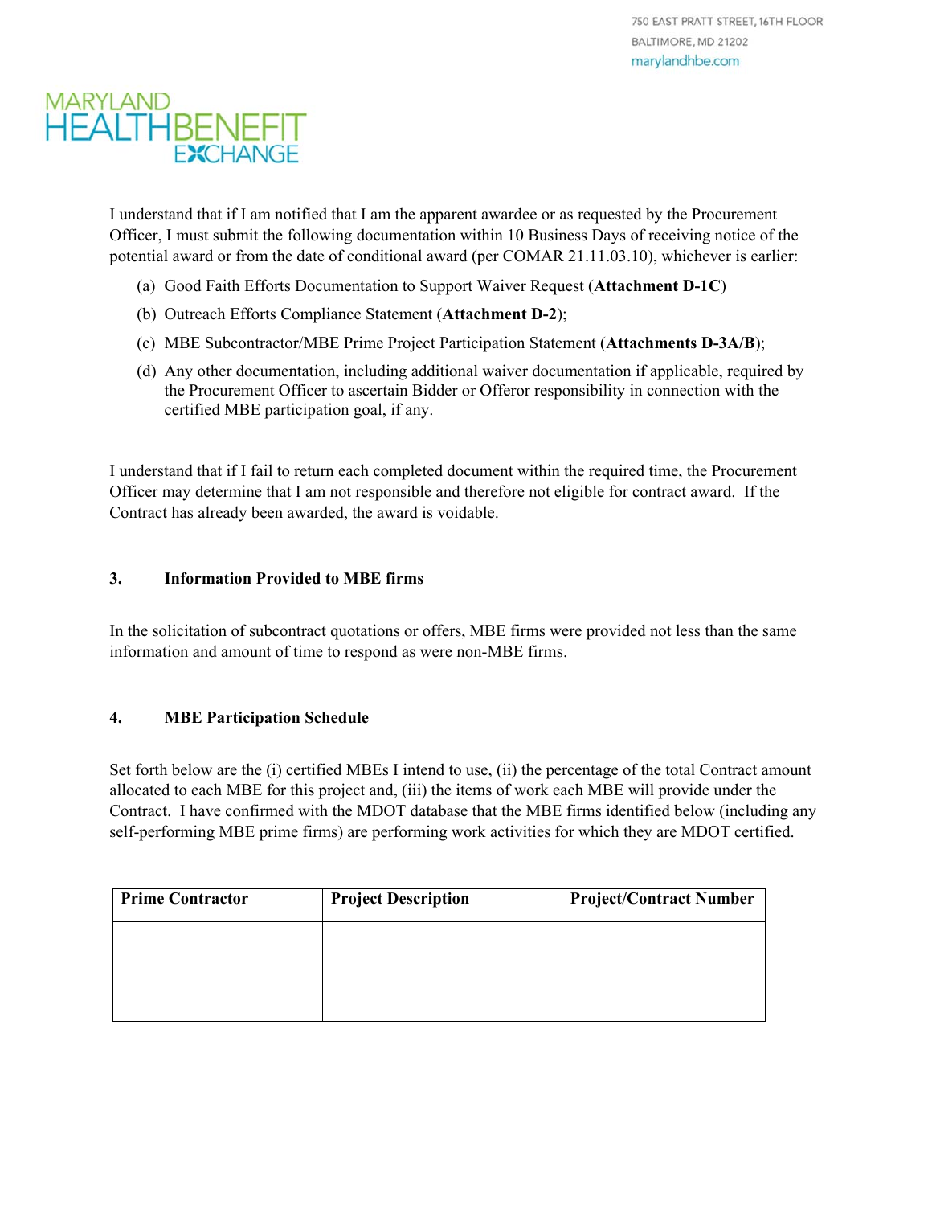I understand that if I am notified that I am the apparent awardee or as requested by the Procurement Officer, I must submit the following documentation within 10 Business Days of receiving notice of the potential award or from the date of conditional award (per COMAR 21.11.03.10), whichever is earlier:

(a) Good Faith Efforts Documentation to Support Waiver Request (**Attachment D-1C**)

(b) Outreach Efforts Compliance Statement (**Attachment D-2**);

(c) MBE Subcontractor/MBE Prime Project Participation Statement (**Attachments D-3A/B**);

(d) Any other documentation, including additional waiver documentation if applicable, required by the Procurement Officer to ascertain Bidder or Offeror responsibility in connection with the certified MBE participation goal, if any.

I understand that if I fail to return each completed document within the required time, the Procurement Officer may determine that I am not responsible and therefore not eligible for contract award. If the Contract has already been awarded, the award is voidable.

### 3. Information Provided to MBE firms

In the solicitation of subcontract quotations or offers, MBE firms were provided not less than the same information and amount of time to respond as were non-MBE firms.

### 4. MBE Participation Schedule

Set forth below are the (i) certified MBEs I intend to use, (ii) the percentage of the total Contract amount allocated to each MBE for this project and, (iii) the items of work each MBE will provide under the Contract. I have confirmed with the MDOT database that the MBE firms identified below (including any self-performing MBE prime firms) are performing work activities for which they are MDOT certified.

| Prime Contractor | Project Description | Project/Contract Number |
|---|---|---|
| | | |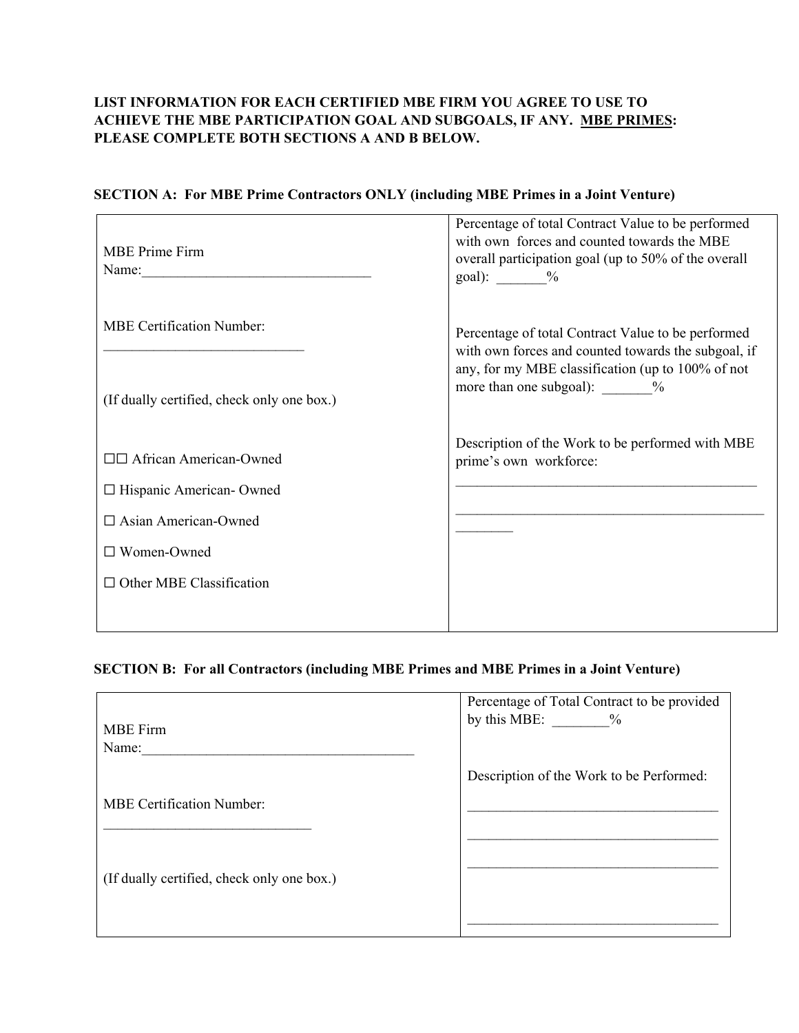**LIST INFORMATION FOR EACH CERTIFIED MBE FIRM YOU AGREE TO USE TO ACHIEVE THE MBE PARTICIPATION GOAL AND SUBGOALS, IF ANY. <u>MBE PRIMES</u>: PLEASE COMPLETE BOTH SECTIONS A AND B BELOW.**

**SECTION A: For MBE Prime Contractors ONLY (including MBE Primes in a Joint Venture)**

| | |
|---|---|
| MBE Prime Firm Name:________________________________<br><br>MBE Certification Number:<br>____________________________<br><br>(If dually certified, check only one box.)<br><br>☐☐ African American-Owned<br>☐ Hispanic American- Owned<br>☐ Asian American-Owned<br>☐ Women-Owned<br>☐ Other MBE Classification | Percentage of total Contract Value to be performed with own forces and counted towards the MBE overall participation goal (up to 50% of the overall goal): _______%<br><br>Percentage of total Contract Value to be performed with own forces and counted towards the subgoal, if any, for my MBE classification (up to 100% of not more than one subgoal): _______%<br><br>Description of the Work to be performed with MBE prime's own workforce:<br>__________________________________________<br>____________________________________________________ |

**SECTION B: For all Contractors (including MBE Primes and MBE Primes in a Joint Venture)**

| | |
|---|---|
| MBE Firm Name:______________________________________<br><br>MBE Certification Number:<br>_____________________________<br><br>(If dually certified, check only one box.) | Percentage of Total Contract to be provided by this MBE: ________%<br><br>Description of the Work to be Performed:<br>___________________________________<br>___________________________________<br>___________________________________<br>___________________________________ |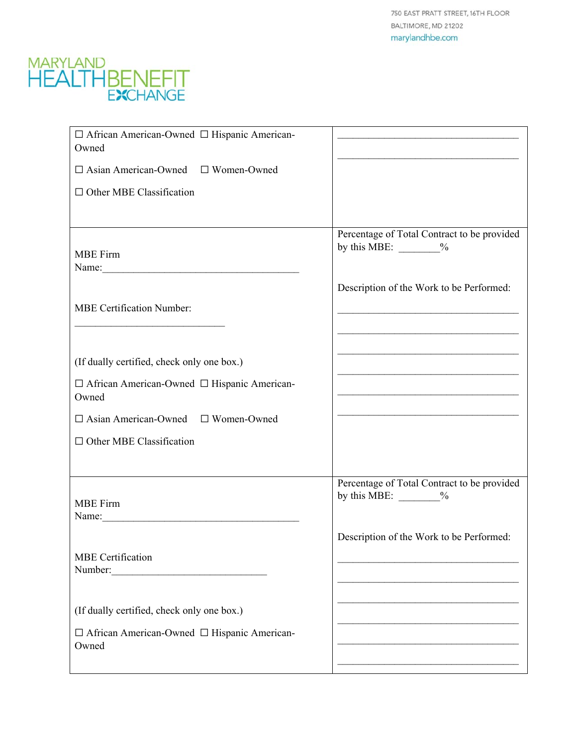750 EAST PRATT STREET, 16TH FLOOR
BALTIMORE, MD 21202
marylandhbe.com

MARYLAND HEALTH BENEFIT EXCHANGE

| | |
|---|---|
| ☐ African American-Owned ☐ Hispanic American-Owned<br><br>☐ Asian American-Owned ☐ Women-Owned<br><br>☐ Other MBE Classification | ____________________________________<br><br>____________________________________ |
| MBE Firm Name:________________________________________<br><br>MBE Certification Number:<br>______________________________<br><br>(If dually certified, check only one box.)<br><br>☐ African American-Owned ☐ Hispanic American-Owned<br><br>☐ Asian American-Owned ☐ Women-Owned<br><br>☐ Other MBE Classification | Percentage of Total Contract to be provided by this MBE: ________%<br><br>Description of the Work to be Performed:<br><br>____________________________________<br><br>____________________________________<br><br>____________________________________<br><br>____________________________________<br><br>____________________________________<br><br>____________________________________ |
| MBE Firm Name:________________________________________<br><br>MBE Certification Number:______________________________<br><br>(If dually certified, check only one box.)<br><br>☐ African American-Owned ☐ Hispanic American-Owned | Percentage of Total Contract to be provided by this MBE: ________%<br><br>Description of the Work to be Performed:<br><br>____________________________________<br><br>____________________________________<br><br>____________________________________<br><br>____________________________________<br><br>____________________________________<br><br>____________________________________ |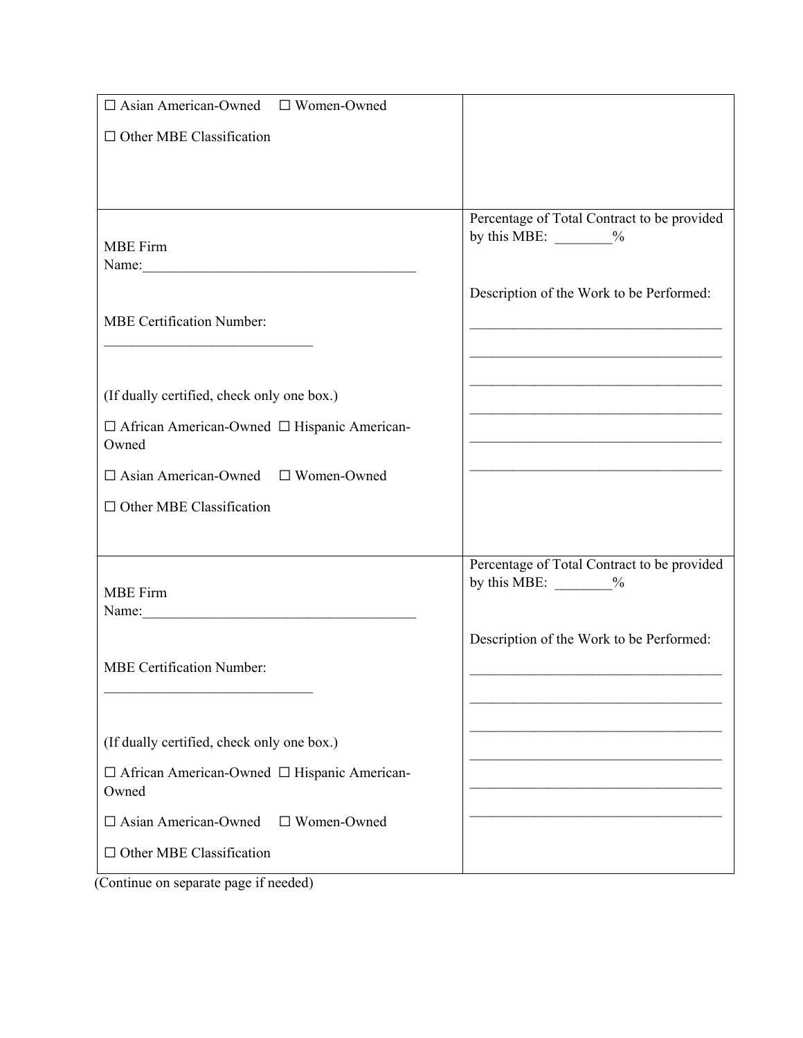| | |
|---|---|
| ☐ Asian American-Owned ☐ Women-Owned<br><br>☐ Other MBE Classification | |
| MBE Firm Name:_______________________________________<br><br>MBE Certification Number: _____________________________<br><br>(If dually certified, check only one box.)<br><br>☐ African American-Owned ☐ Hispanic American-Owned<br><br>☐ Asian American-Owned ☐ Women-Owned<br><br>☐ Other MBE Classification | Percentage of Total Contract to be provided by this MBE: ________%<br><br>Description of the Work to be Performed:<br>___________________________________<br>___________________________________<br>___________________________________<br>___________________________________<br>___________________________________<br>___________________________________ |
| MBE Firm Name:_______________________________________<br><br>MBE Certification Number: _____________________________<br><br>(If dually certified, check only one box.)<br><br>☐ African American-Owned ☐ Hispanic American-Owned<br><br>☐ Asian American-Owned ☐ Women-Owned<br><br>☐ Other MBE Classification | Percentage of Total Contract to be provided by this MBE: ________%<br><br>Description of the Work to be Performed:<br>___________________________________<br>___________________________________<br>___________________________________<br>___________________________________<br>___________________________________<br>___________________________________ |

(Continue on separate page if needed)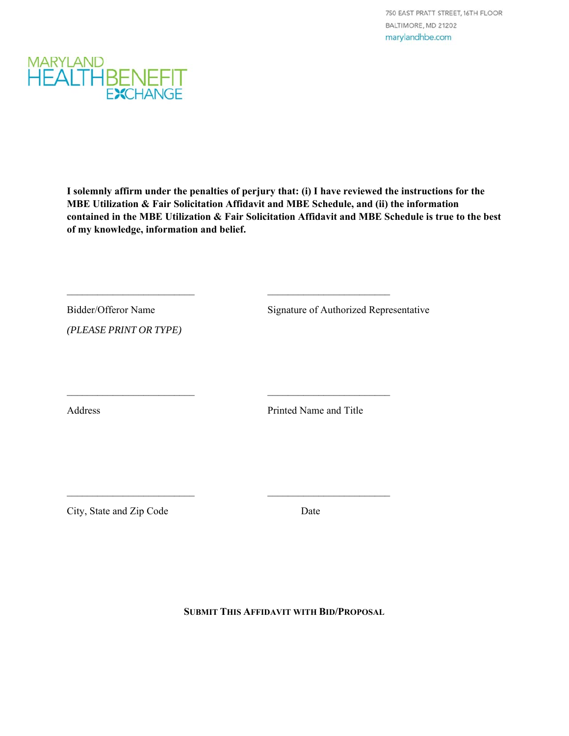750 EAST PRATT STREET, 16TH FLOOR
BALTIMORE, MD 21202
marylandhbe.com

MARYLAND HEALTH BENEFIT EXCHANGE

**I solemnly affirm under the penalties of perjury that: (i) I have reviewed the instructions for the MBE Utilization & Fair Solicitation Affidavit and MBE Schedule, and (ii) the information contained in the MBE Utilization & Fair Solicitation Affidavit and MBE Schedule is true to the best of my knowledge, information and belief.**

| | |
|---|---|
| \_\_\_\_\_\_\_\_\_\_\_\_\_\_\_\_\_\_\_\_\_\_\_\_\_ | \_\_\_\_\_\_\_\_\_\_\_\_\_\_\_\_\_\_\_\_\_\_\_\_\_ |
| Bidder/Offeror Name *(PLEASE PRINT OR TYPE)* | Signature of Authorized Representative |
| \_\_\_\_\_\_\_\_\_\_\_\_\_\_\_\_\_\_\_\_\_\_\_\_\_ | \_\_\_\_\_\_\_\_\_\_\_\_\_\_\_\_\_\_\_\_\_\_\_\_\_ |
| Address | Printed Name and Title |
| \_\_\_\_\_\_\_\_\_\_\_\_\_\_\_\_\_\_\_\_\_\_\_\_\_ | \_\_\_\_\_\_\_\_\_\_\_\_\_\_\_\_\_\_\_\_\_\_\_\_\_ |
| City, State and Zip Code | Date |

**SUBMIT THIS AFFIDAVIT WITH BID/PROPOSAL**